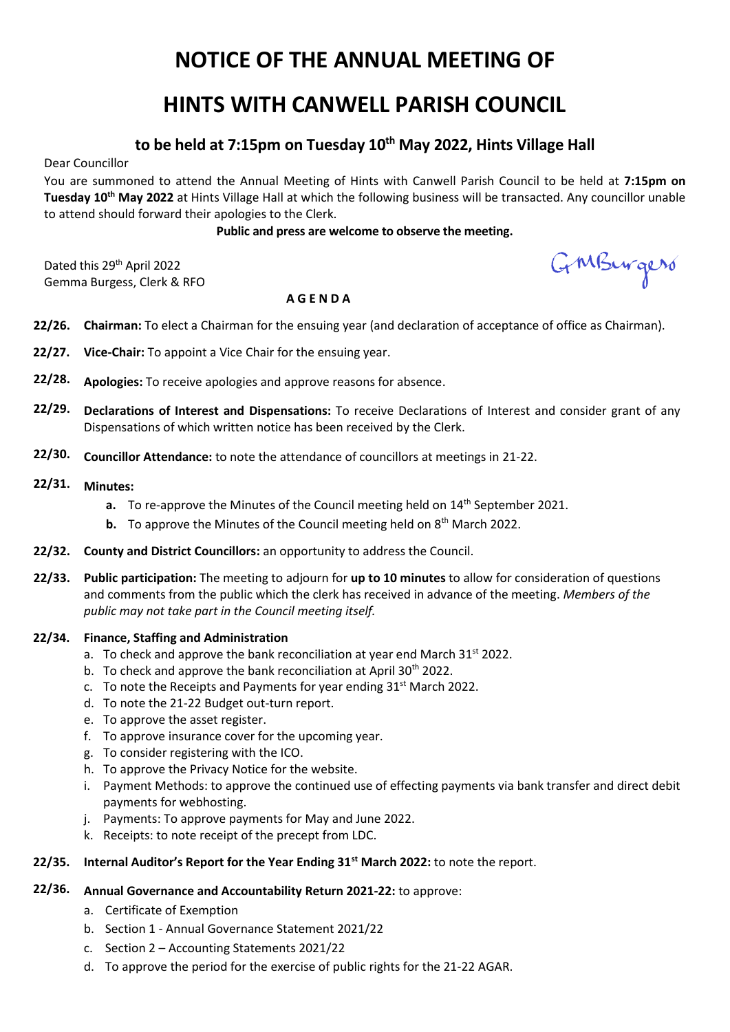# NOTICE OF THE ANNUAL MEETING OF

# HINTS WITH CANWELL PARISH COUNCIL

## to be held at 7:15pm on Tuesday 10th May 2022, Hints Village Hall

Dear Councillor

You are summoned to attend the Annual Meeting of Hints with Canwell Parish Council to be held at **7:15pm on Tuesday 10th May 2022** at Hints Village Hall at which the following business will be transacted. Any councillor unable to attend should forward their apologies to the Clerk.

**Public and press are welcome to observe the meeting.**

Dated this 29th April 2022
Gemma Burgess, Clerk & RFO

GMBurgess

**A G E N D A**

**22/26. Chairman:** To elect a Chairman for the ensuing year (and declaration of acceptance of office as Chairman).

**22/27. Vice-Chair:** To appoint a Vice Chair for the ensuing year.

**22/28. Apologies:** To receive apologies and approve reasons for absence.

**22/29. Declarations of Interest and Dispensations:** To receive Declarations of Interest and consider grant of any Dispensations of which written notice has been received by the Clerk.

**22/30. Councillor Attendance:** to note the attendance of councillors at meetings in 21-22.

**22/31. Minutes:**

- **a.** To re-approve the Minutes of the Council meeting held on 14th September 2021.
- **b.** To approve the Minutes of the Council meeting held on 8th March 2022.

**22/32. County and District Councillors:** an opportunity to address the Council.

**22/33. Public participation:** The meeting to adjourn for **up to 10 minutes** to allow for consideration of questions and comments from the public which the clerk has received in advance of the meeting. *Members of the public may not take part in the Council meeting itself.*

**22/34. Finance, Staffing and Administration**

- a. To check and approve the bank reconciliation at year end March 31st 2022.
- b. To check and approve the bank reconciliation at April 30th 2022.
- c. To note the Receipts and Payments for year ending 31st March 2022.
- d. To note the 21-22 Budget out-turn report.
- e. To approve the asset register.
- f. To approve insurance cover for the upcoming year.
- g. To consider registering with the ICO.
- h. To approve the Privacy Notice for the website.
- i. Payment Methods: to approve the continued use of effecting payments via bank transfer and direct debit payments for webhosting.
- j. Payments: To approve payments for May and June 2022.
- k. Receipts: to note receipt of the precept from LDC.

**22/35. Internal Auditor's Report for the Year Ending 31st March 2022:** to note the report.

**22/36. Annual Governance and Accountability Return 2021-22:** to approve:

- a. Certificate of Exemption
- b. Section 1 - Annual Governance Statement 2021/22
- c. Section 2 – Accounting Statements 2021/22
- d. To approve the period for the exercise of public rights for the 21-22 AGAR.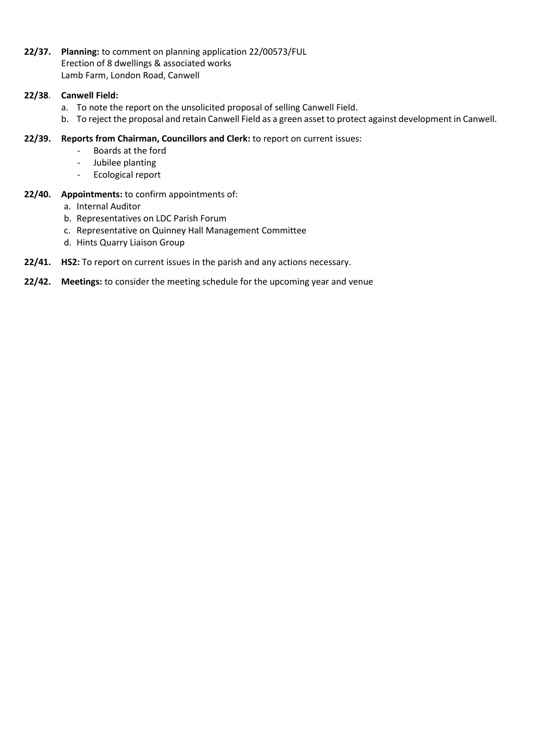**22/37.** **Planning:** to comment on planning application 22/00573/FUL
Erection of 8 dwellings & associated works
Lamb Farm, London Road, Canwell

**22/38**. **Canwell Field:**

a. To note the report on the unsolicited proposal of selling Canwell Field.
b. To reject the proposal and retain Canwell Field as a green asset to protect against development in Canwell.

**22/39.** **Reports from Chairman, Councillors and Clerk:** to report on current issues:

- Boards at the ford
- Jubilee planting
- Ecological report

**22/40.** **Appointments:** to confirm appointments of:

a. Internal Auditor
b. Representatives on LDC Parish Forum
c. Representative on Quinney Hall Management Committee
d. Hints Quarry Liaison Group

**22/41.** **HS2:** To report on current issues in the parish and any actions necessary.

**22/42.** **Meetings:** to consider the meeting schedule for the upcoming year and venue